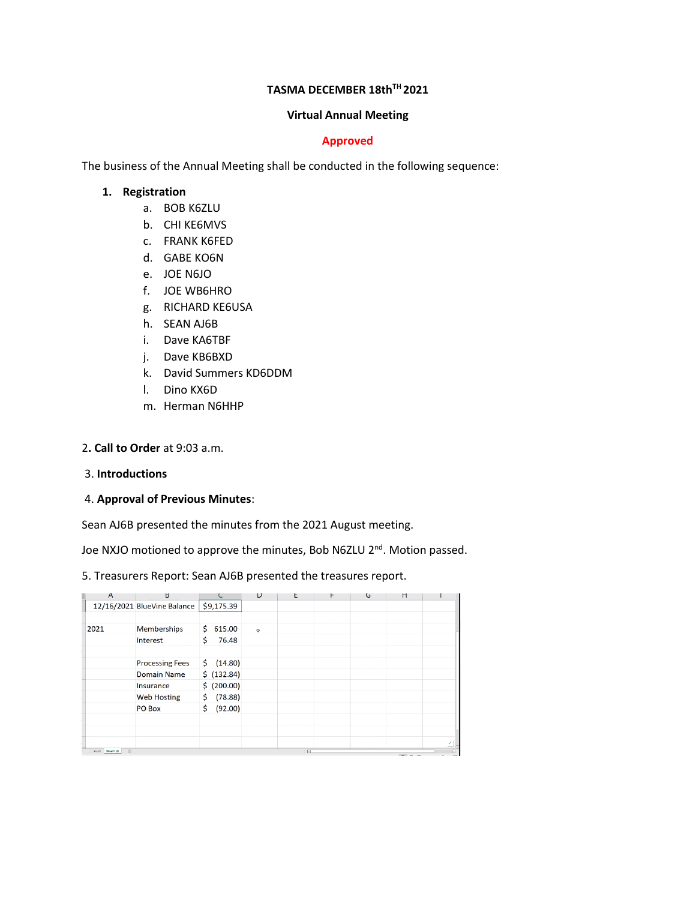**TASMA DECEMBER 18th[TH] 2021**

**Virtual Annual Meeting**

**Approved**

The business of the Annual Meeting shall be conducted in the following sequence:

1. **Registration**
   a. BOB K6ZLU
   b. CHI KE6MVS
   c. FRANK K6FED
   d. GABE KO6N
   e. JOE N6JO
   f. JOE WB6HRO
   g. RICHARD KE6USA
   h. SEAN AJ6B
   i. Dave KA6TBF
   j. Dave KB6BXD
   k. David Summers KD6DDM
   l. Dino KX6D
   m. Herman N6HHP

2. **Call to Order** at 9:03 a.m.

3. **Introductions**

4. **Approval of Previous Minutes**:

Sean AJ6B presented the minutes from the 2021 August meeting.

Joe NXJO motioned to approve the minutes, Bob N6ZLU 2[nd]. Motion passed.

5. Treasurers Report: Sean AJ6B presented the treasures report.

| A | B | C |
|---|---|---|
| 12/16/2021 | BlueVine Balance | $9,175.39 |
| | | |
| 2021 | Memberships | $ 615.00 |
| | Interest | $ 76.48 |
| | | |
| | Processing Fees | $ (14.80) |
| | Domain Name | $ (132.84) |
| | Insurance | $ (200.00) |
| | Web Hosting | $ (78.88) |
| | PO Box | $ (92.00) |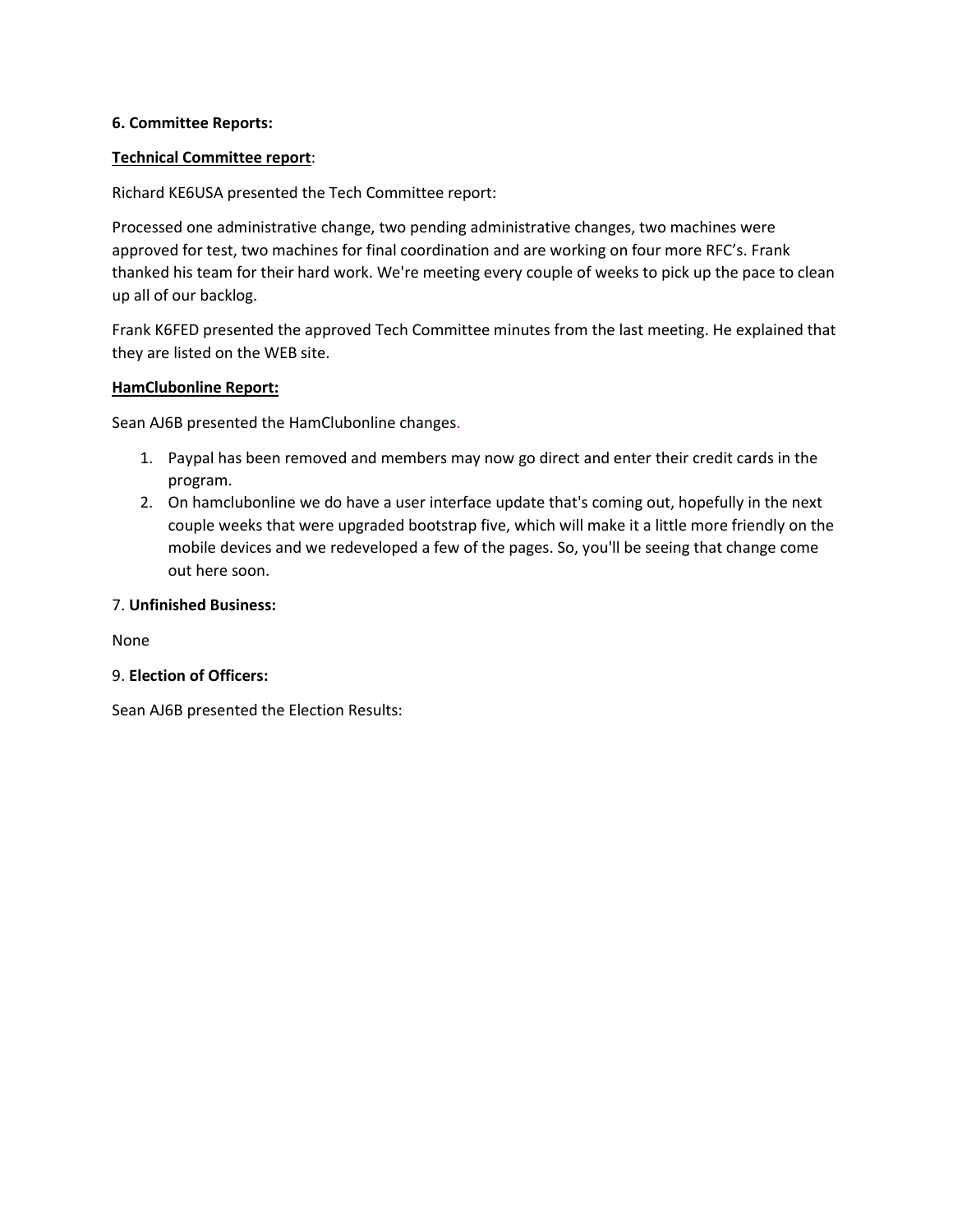**6. Committee Reports:**

**<u>Technical Committee report</u>**:

Richard KE6USA presented the Tech Committee report:

Processed one administrative change, two pending administrative changes, two machines were approved for test, two machines for final coordination and are working on four more RFC's. Frank thanked his team for their hard work. We're meeting every couple of weeks to pick up the pace to clean up all of our backlog.

Frank K6FED presented the approved Tech Committee minutes from the last meeting. He explained that they are listed on the WEB site.

**<u>HamClubonline Report:</u>**

Sean AJ6B presented the HamClubonline changes.

1. Paypal has been removed and members may now go direct and enter their credit cards in the program.
2. On hamclubonline we do have a user interface update that's coming out, hopefully in the next couple weeks that were upgraded bootstrap five, which will make it a little more friendly on the mobile devices and we redeveloped a few of the pages. So, you'll be seeing that change come out here soon.

7. **Unfinished Business:**

None

9. **Election of Officers:**

Sean AJ6B presented the Election Results: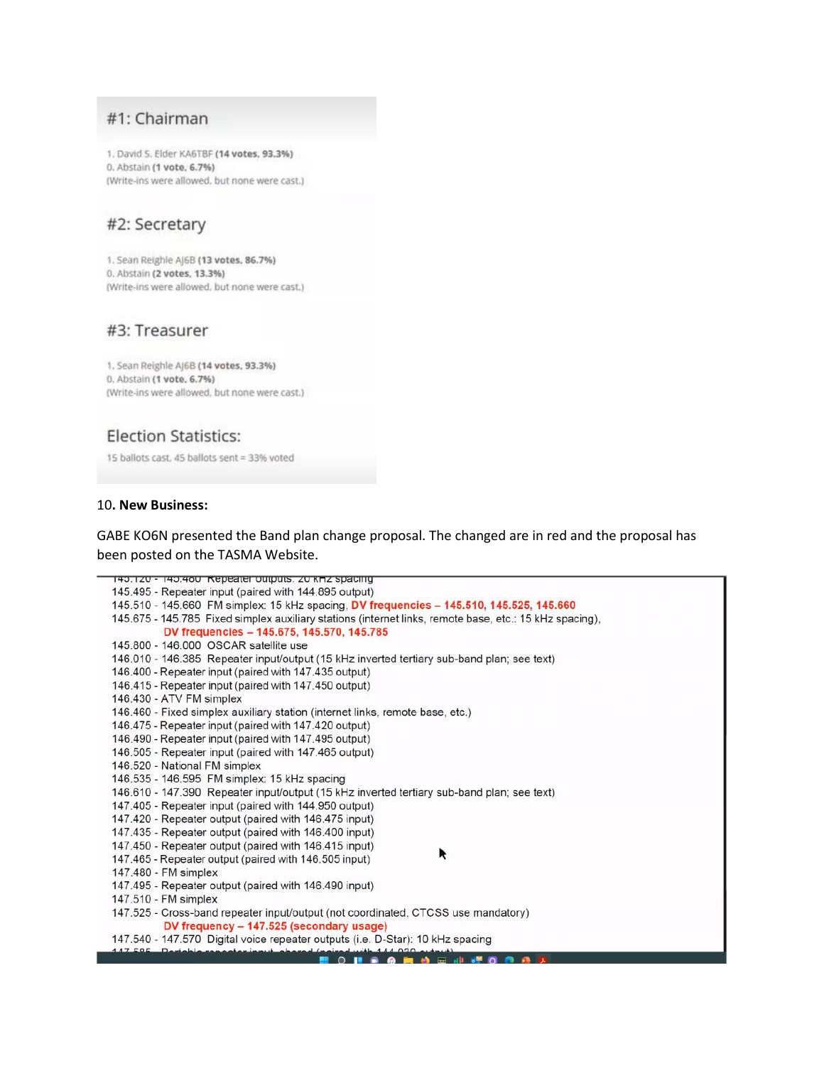### #1: Chairman

1. David S. Elder KA6TBF **(14 votes, 93.3%)**
0. Abstain **(1 vote, 6.7%)**
(Write-ins were allowed, but none were cast.)

### #2: Secretary

1. Sean Reighle AJ6B **(13 votes, 86.7%)**
0. Abstain **(2 votes, 13.3%)**
(Write-ins were allowed, but none were cast.)

### #3: Treasurer

1. Sean Reighle AJ6B **(14 votes, 93.3%)**
0. Abstain **(1 vote, 6.7%)**
(Write-ins were allowed, but none were cast.)

### Election Statistics:

15 ballots cast, 45 ballots sent = 33% voted

10. **New Business:**

GABE KO6N presented the Band plan change proposal. The changed are in red and the proposal has been posted on the TASMA Website.

```
145.120 - 145.480 Repeater outputs: 20 kHz spacing
145.495 - Repeater input (paired with 144.895 output)
145.510 - 145.660 FM simplex: 15 kHz spacing, DV frequencies – 145.510, 145.525, 145.660
145.675 - 145.785 Fixed simplex auxiliary stations (internet links, remote base, etc.: 15 kHz spacing),
          DV frequencies – 145.675, 145.570, 145.785
145.800 - 146.000 OSCAR satellite use
146.010 - 146.385 Repeater input/output (15 kHz inverted tertiary sub-band plan; see text)
146.400 - Repeater input (paired with 147.435 output)
146.415 - Repeater input (paired with 147.450 output)
146.430 - ATV FM simplex
146.460 - Fixed simplex auxiliary station (internet links, remote base, etc.)
146.475 - Repeater input (paired with 147.420 output)
146.490 - Repeater input (paired with 147.495 output)
146.505 - Repeater input (paired with 147.465 output)
146.520 - National FM simplex
146.535 - 146.595 FM simplex: 15 kHz spacing
146.610 - 147.390 Repeater input/output (15 kHz inverted tertiary sub-band plan; see text)
147.405 - Repeater input (paired with 144.950 output)
147.420 - Repeater output (paired with 146.475 input)
147.435 - Repeater output (paired with 146.400 input)
147.450 - Repeater output (paired with 146.415 input)
147.465 - Repeater output (paired with 146.505 input)
147.480 - FM simplex
147.495 - Repeater output (paired with 146.490 input)
147.510 - FM simplex
147.525 - Cross-band repeater input/output (not coordinated, CTCSS use mandatory)
          DV frequency – 147.525 (secondary usage)
147.540 - 147.570 Digital voice repeater outputs (i.e. D-Star): 10 kHz spacing
```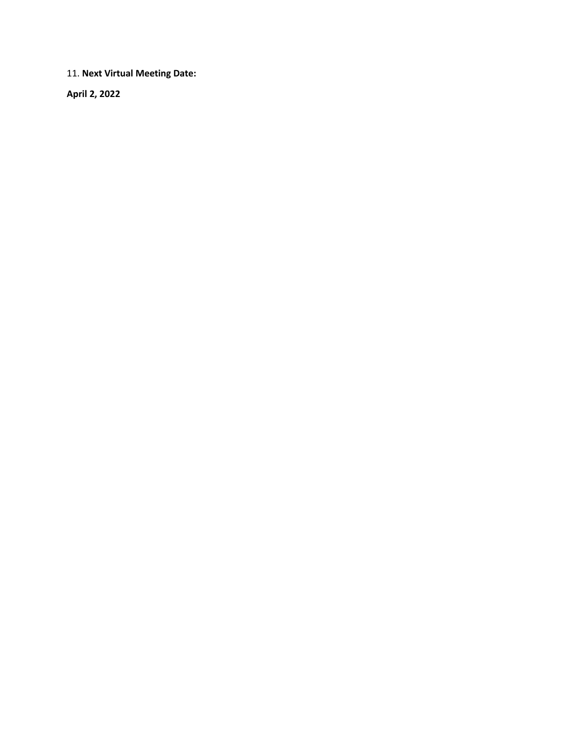11. **Next Virtual Meeting Date:**

**April 2, 2022**